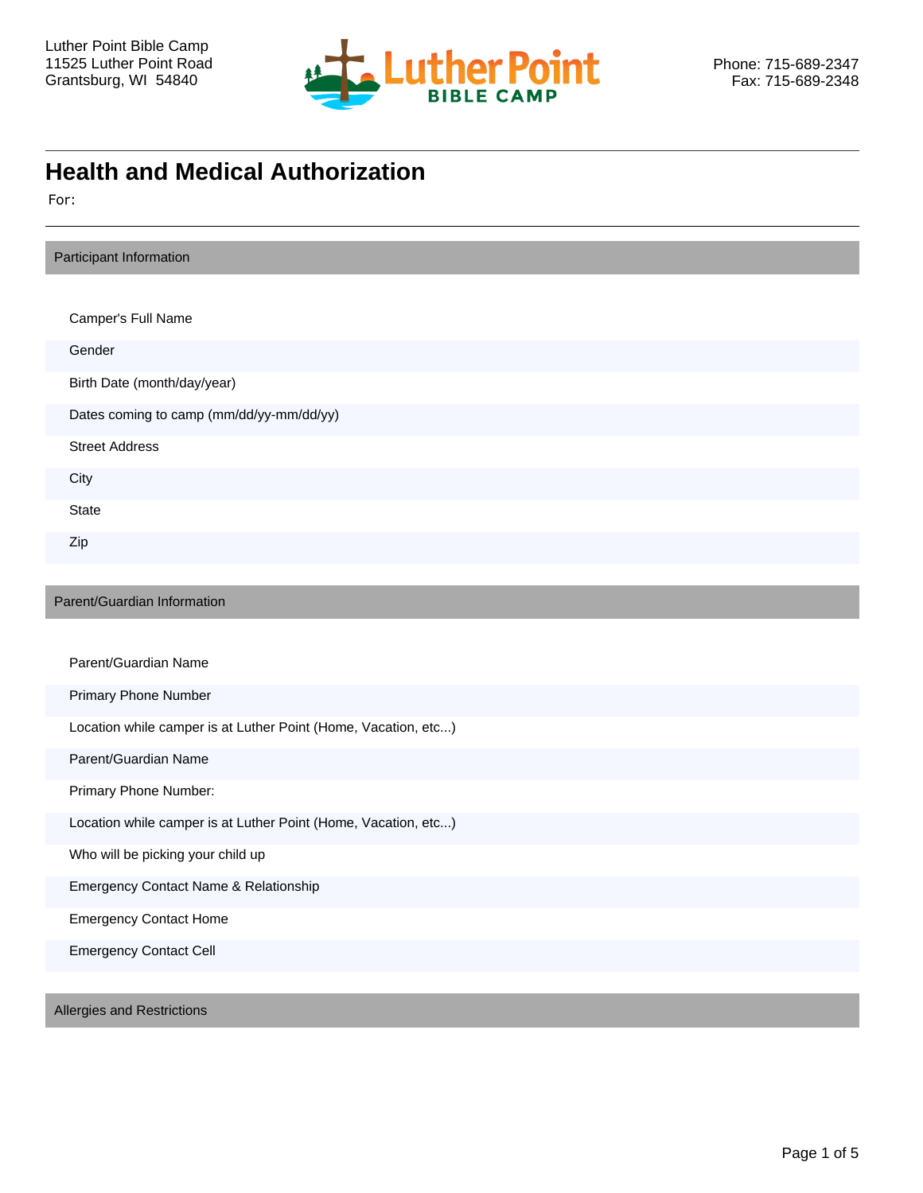Luther Point Bible Camp
11525 Luther Point Road
Grantsburg, WI 54840

Phone: 715-689-2347
Fax: 715-689-2348

# Health and Medical Authorization

For:

## Participant Information

Camper's Full Name

Gender

Birth Date (month/day/year)

Dates coming to camp (mm/dd/yy-mm/dd/yy)

Street Address

City

State

Zip

## Parent/Guardian Information

Parent/Guardian Name

Primary Phone Number

Location while camper is at Luther Point (Home, Vacation, etc...)

Parent/Guardian Name

Primary Phone Number:

Location while camper is at Luther Point (Home, Vacation, etc...)

Who will be picking your child up

Emergency Contact Name & Relationship

Emergency Contact Home

Emergency Contact Cell

## Allergies and Restrictions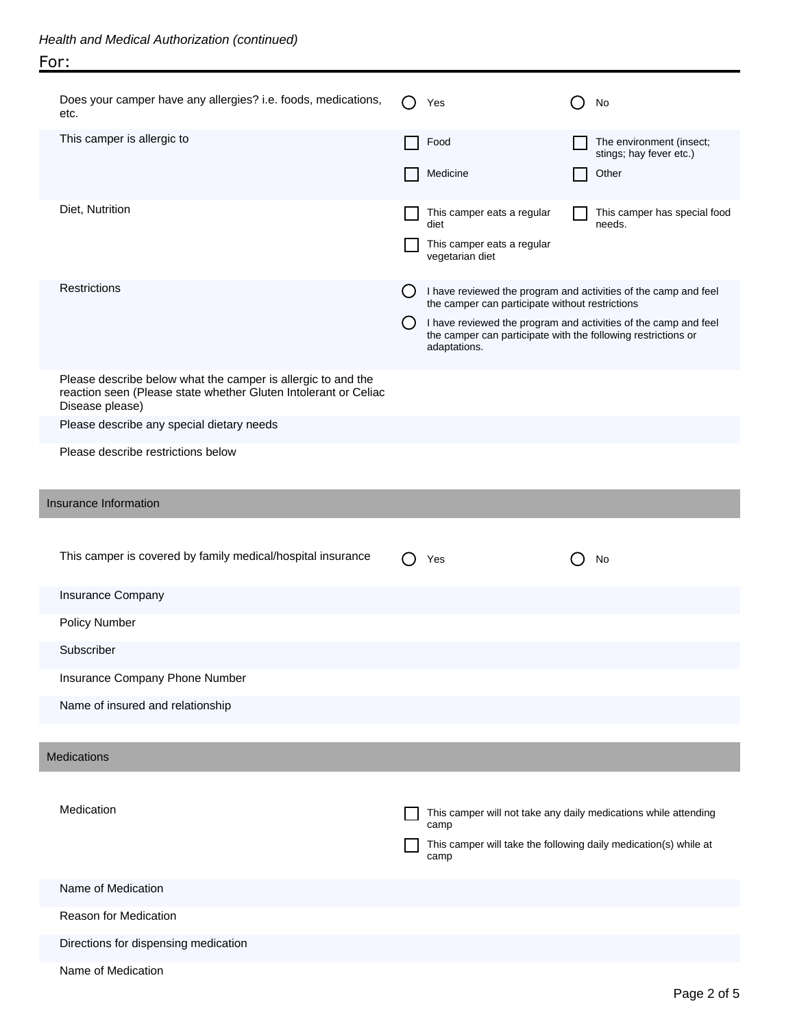*Health and Medical Authorization (continued)*

For:

| | | |
|---|---|---|
| Does your camper have any allergies? i.e. foods, medications, etc. | ◯ Yes | ◯ No |
| This camper is allergic to | ☐ Food<br>☐ Medicine | ☐ The environment (insect; stings; hay fever etc.)<br>☐ Other |
| Diet, Nutrition | ☐ This camper eats a regular diet<br>☐ This camper eats a regular vegetarian diet | ☐ This camper has special food needs. |
| Restrictions | ◯ I have reviewed the program and activities of the camp and feel the camper can participate without restrictions<br>◯ I have reviewed the program and activities of the camp and feel the camper can participate with the following restrictions or adaptations. | |
| Please describe below what the camper is allergic to and the reaction seen (Please state whether Gluten Intolerant or Celiac Disease please) | | |
| Please describe any special dietary needs | | |
| Please describe restrictions below | | |

## Insurance Information

| | | |
|---|---|---|
| This camper is covered by family medical/hospital insurance | ◯ Yes | ◯ No |
| Insurance Company | | |
| Policy Number | | |
| Subscriber | | |
| Insurance Company Phone Number | | |
| Name of insured and relationship | | |

## Medications

| | |
|---|---|
| Medication | ☐ This camper will not take any daily medications while attending camp<br>☐ This camper will take the following daily medication(s) while at camp |
| Name of Medication | |
| Reason for Medication | |
| Directions for dispensing medication | |
| Name of Medication | |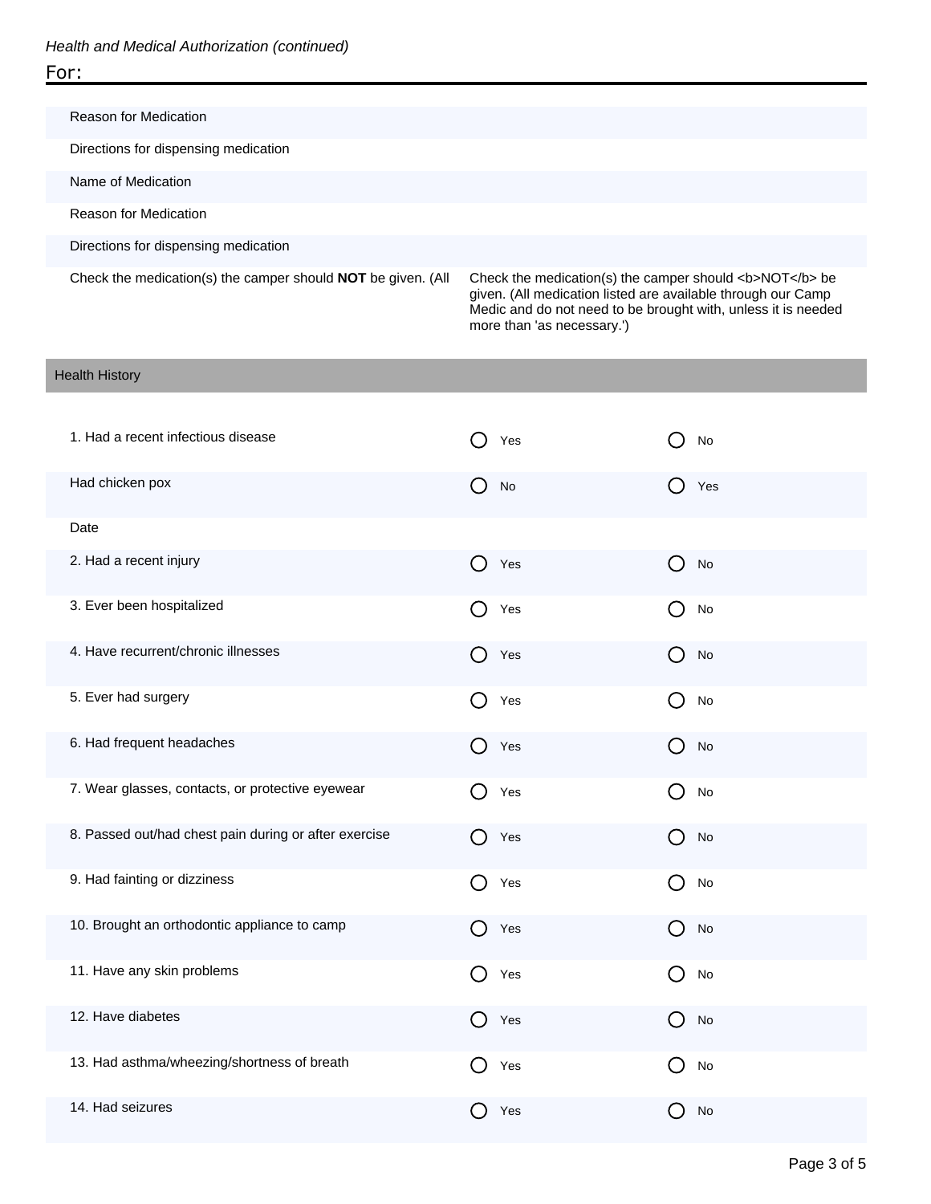*Health and Medical Authorization (continued)*

For:

| | |
|---|---|
| Reason for Medication | |
| Directions for dispensing medication | |
| Name of Medication | |
| Reason for Medication | |
| Directions for dispensing medication | |
| Check the medication(s) the camper should **NOT** be given. (All | Check the medication(s) the camper should <b>NOT</b> be given. (All medication listed are available through our Camp Medic and do not need to be brought with, unless it is needed more than 'as necessary.') |

## Health History

| | | |
|---|---|---|
| 1. Had a recent infectious disease | ○ Yes | ○ No |
| Had chicken pox | ○ No | ○ Yes |
| Date | | |
| 2. Had a recent injury | ○ Yes | ○ No |
| 3. Ever been hospitalized | ○ Yes | ○ No |
| 4. Have recurrent/chronic illnesses | ○ Yes | ○ No |
| 5. Ever had surgery | ○ Yes | ○ No |
| 6. Had frequent headaches | ○ Yes | ○ No |
| 7. Wear glasses, contacts, or protective eyewear | ○ Yes | ○ No |
| 8. Passed out/had chest pain during or after exercise | ○ Yes | ○ No |
| 9. Had fainting or dizziness | ○ Yes | ○ No |
| 10. Brought an orthodontic appliance to camp | ○ Yes | ○ No |
| 11. Have any skin problems | ○ Yes | ○ No |
| 12. Have diabetes | ○ Yes | ○ No |
| 13. Had asthma/wheezing/shortness of breath | ○ Yes | ○ No |
| 14. Had seizures | ○ Yes | ○ No |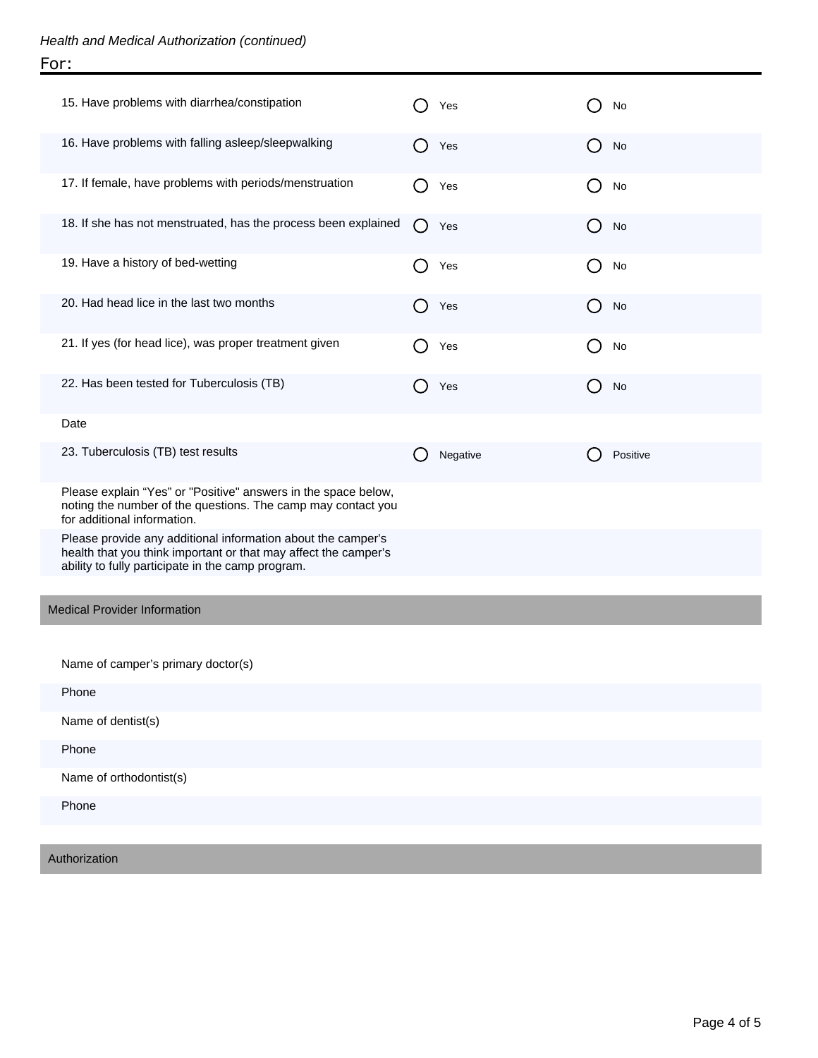*Health and Medical Authorization (continued)*

For:

| | | |
|---|---|---|
| 15. Have problems with diarrhea/constipation | ○ Yes | ○ No |
| 16. Have problems with falling asleep/sleepwalking | ○ Yes | ○ No |
| 17. If female, have problems with periods/menstruation | ○ Yes | ○ No |
| 18. If she has not menstruated, has the process been explained | ○ Yes | ○ No |
| 19. Have a history of bed-wetting | ○ Yes | ○ No |
| 20. Had head lice in the last two months | ○ Yes | ○ No |
| 21. If yes (for head lice), was proper treatment given | ○ Yes | ○ No |
| 22. Has been tested for Tuberculosis (TB) | ○ Yes | ○ No |
| Date | | |
| 23. Tuberculosis (TB) test results | ○ Negative | ○ Positive |

Please explain “Yes” or "Positive" answers in the space below, noting the number of the questions. The camp may contact you for additional information.

Please provide any additional information about the camper’s health that you think important or that may affect the camper’s ability to fully participate in the camp program.

## Medical Provider Information

Name of camper’s primary doctor(s)

Phone

Name of dentist(s)

Phone

Name of orthodontist(s)

Phone

## Authorization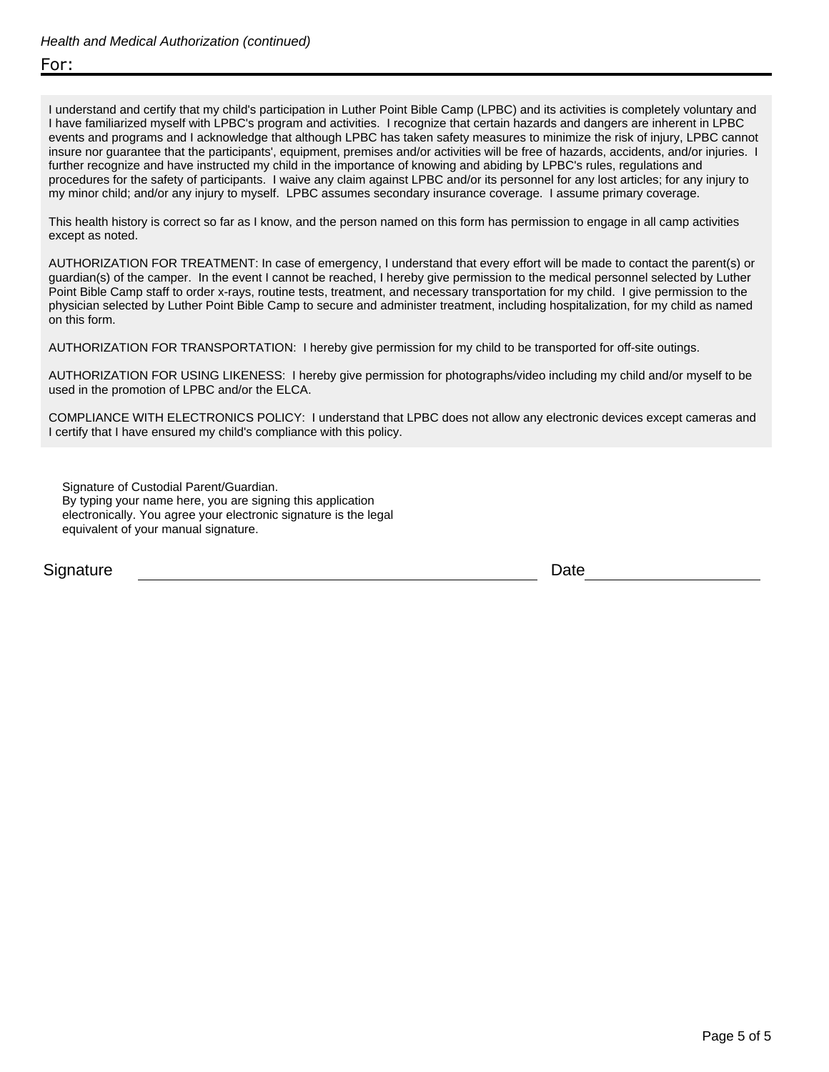*Health and Medical Authorization (continued)*

For:

I understand and certify that my child's participation in Luther Point Bible Camp (LPBC) and its activities is completely voluntary and I have familiarized myself with LPBC's program and activities. I recognize that certain hazards and dangers are inherent in LPBC events and programs and I acknowledge that although LPBC has taken safety measures to minimize the risk of injury, LPBC cannot insure nor guarantee that the participants', equipment, premises and/or activities will be free of hazards, accidents, and/or injuries. I further recognize and have instructed my child in the importance of knowing and abiding by LPBC's rules, regulations and procedures for the safety of participants. I waive any claim against LPBC and/or its personnel for any lost articles; for any injury to my minor child; and/or any injury to myself. LPBC assumes secondary insurance coverage. I assume primary coverage.

This health history is correct so far as I know, and the person named on this form has permission to engage in all camp activities except as noted.

AUTHORIZATION FOR TREATMENT: In case of emergency, I understand that every effort will be made to contact the parent(s) or guardian(s) of the camper. In the event I cannot be reached, I hereby give permission to the medical personnel selected by Luther Point Bible Camp staff to order x-rays, routine tests, treatment, and necessary transportation for my child. I give permission to the physician selected by Luther Point Bible Camp to secure and administer treatment, including hospitalization, for my child as named on this form.

AUTHORIZATION FOR TRANSPORTATION: I hereby give permission for my child to be transported for off-site outings.

AUTHORIZATION FOR USING LIKENESS: I hereby give permission for photographs/video including my child and/or myself to be used in the promotion of LPBC and/or the ELCA.

COMPLIANCE WITH ELECTRONICS POLICY: I understand that LPBC does not allow any electronic devices except cameras and I certify that I have ensured my child's compliance with this policy.

Signature of Custodial Parent/Guardian.
By typing your name here, you are signing this application electronically. You agree your electronic signature is the legal equivalent of your manual signature.

Signature ______________________________ Date ______________